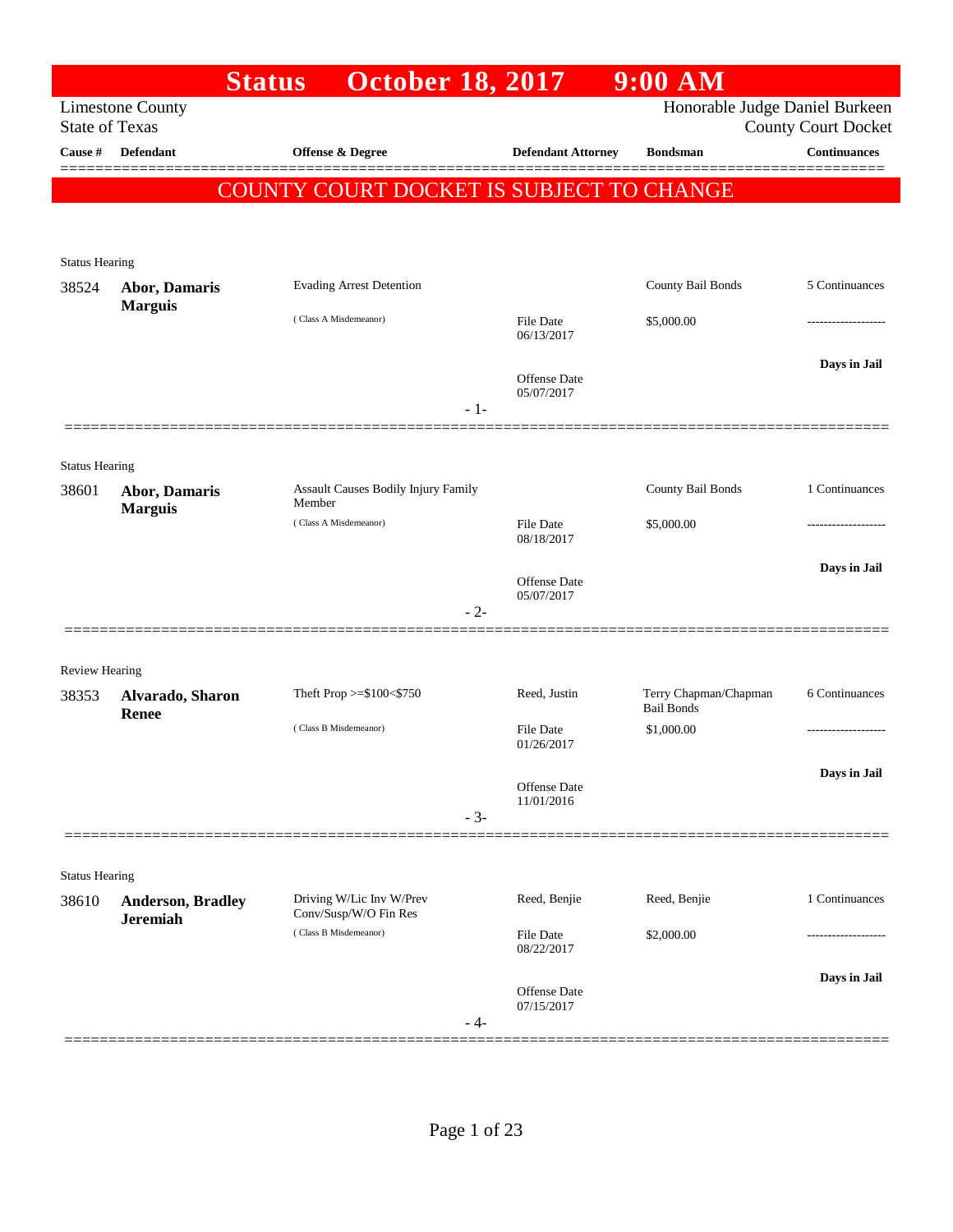# Status October 18, 2017 9:00 AM

Limestone County
State of Texas

Honorable Judge Daniel Burkeen
County Court Docket

| Cause # | Defendant | Offense & Degree | Defendant Attorney | Bondsman | Continuances |
|---|---|---|---|---|---|

**COUNTY COURT DOCKET IS SUBJECT TO CHANGE**

---

Status Hearing

| Cause # | Defendant | Offense & Degree | Defendant Attorney | Bondsman | Continuances |
|---|---|---|---|---|---|
| 38524 | **Abor, Damaris Marguis** | Evading Arrest Detention |  | County Bail Bonds | 5 Continuances |
|  |  | ( Class A Misdemeanor) | File Date 06/13/2017 | $5,000.00 | ------------------- |
|  |  |  | Offense Date 05/07/2017 |  | **Days in Jail** |

- 1-

---

Status Hearing

| Cause # | Defendant | Offense & Degree | Defendant Attorney | Bondsman | Continuances |
|---|---|---|---|---|---|
| 38601 | **Abor, Damaris Marguis** | Assault Causes Bodily Injury Family Member |  | County Bail Bonds | 1 Continuances |
|  |  | ( Class A Misdemeanor) | File Date 08/18/2017 | $5,000.00 | ------------------- |
|  |  |  | Offense Date 05/07/2017 |  | **Days in Jail** |

- 2-

---

Review Hearing

| Cause # | Defendant | Offense & Degree | Defendant Attorney | Bondsman | Continuances |
|---|---|---|---|---|---|
| 38353 | **Alvarado, Sharon Renee** | Theft Prop >=$100<$750 | Reed, Justin | Terry Chapman/Chapman Bail Bonds | 6 Continuances |
|  |  | ( Class B Misdemeanor) | File Date 01/26/2017 | $1,000.00 | ------------------- |
|  |  |  | Offense Date 11/01/2016 |  | **Days in Jail** |

- 3-

---

Status Hearing

| Cause # | Defendant | Offense & Degree | Defendant Attorney | Bondsman | Continuances |
|---|---|---|---|---|---|
| 38610 | **Anderson, Bradley Jeremiah** | Driving W/Lic Inv W/Prev Conv/Susp/W/O Fin Res | Reed, Benjie | Reed, Benjie | 1 Continuances |
|  |  | ( Class B Misdemeanor) | File Date 08/22/2017 | $2,000.00 | ------------------- |
|  |  |  | Offense Date 07/15/2017 |  | **Days in Jail** |

- 4-

---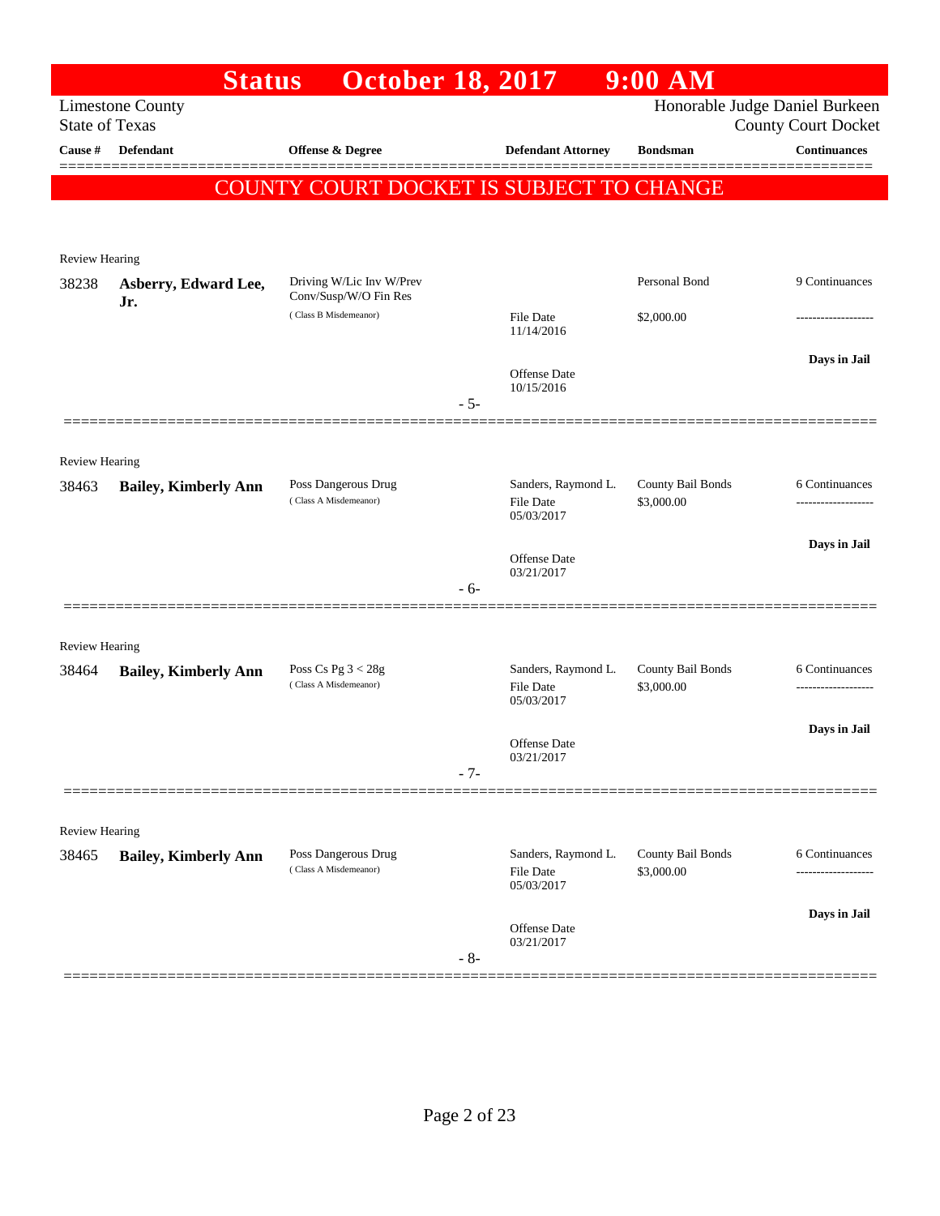# Status October 18, 2017 9:00 AM

Limestone County
State of Texas

Honorable Judge Daniel Burkeen
County Court Docket

| Cause # | Defendant | Offense & Degree | Defendant Attorney | Bondsman | Continuances |
|---|---|---|---|---|---|

**COUNTY COURT DOCKET IS SUBJECT TO CHANGE**

Review Hearing

| | | | | | |
|---|---|---|---|---|---|
| 38238 | **Asberry, Edward Lee, Jr.** | Driving W/Lic Inv W/Prev Conv/Susp/W/O Fin Res (Class B Misdemeanor) | File Date 11/14/2016 | Personal Bond $2,000.00 | 9 Continuances |
| | | | Offense Date 10/15/2016 | | **Days in Jail** |

- 5-

Review Hearing

| | | | | | |
|---|---|---|---|---|---|
| 38463 | **Bailey, Kimberly Ann** | Poss Dangerous Drug (Class A Misdemeanor) | Sanders, Raymond L. File Date 05/03/2017 | County Bail Bonds $3,000.00 | 6 Continuances |
| | | | Offense Date 03/21/2017 | | **Days in Jail** |

- 6-

Review Hearing

| | | | | | |
|---|---|---|---|---|---|
| 38464 | **Bailey, Kimberly Ann** | Poss Cs Pg 3 < 28g (Class A Misdemeanor) | Sanders, Raymond L. File Date 05/03/2017 | County Bail Bonds $3,000.00 | 6 Continuances |
| | | | Offense Date 03/21/2017 | | **Days in Jail** |

- 7-

Review Hearing

| | | | | | |
|---|---|---|---|---|---|
| 38465 | **Bailey, Kimberly Ann** | Poss Dangerous Drug (Class A Misdemeanor) | Sanders, Raymond L. File Date 05/03/2017 | County Bail Bonds $3,000.00 | 6 Continuances |
| | | | Offense Date 03/21/2017 | | **Days in Jail** |

- 8-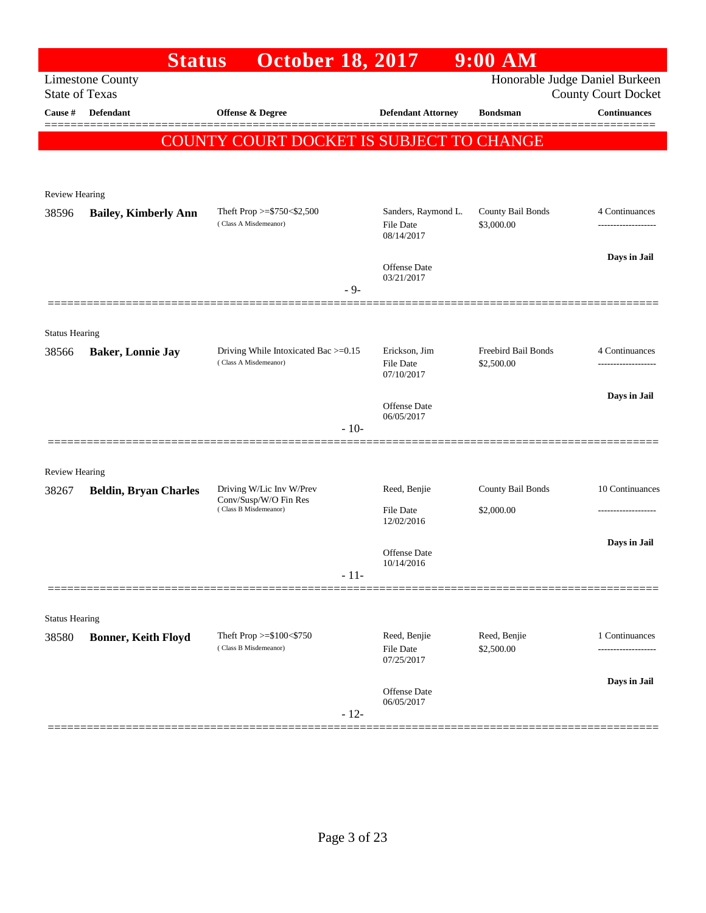# Status October 18, 2017 9:00 AM

Limestone County
State of Texas

Honorable Judge Daniel Burkeen
County Court Docket

| Cause # | Defendant | Offense & Degree | Defendant Attorney | Bondsman | Continuances |
|---|---|---|---|---|---|

**COUNTY COURT DOCKET IS SUBJECT TO CHANGE**

Review Hearing

| Cause # | Defendant | Offense & Degree | Defendant Attorney | Bondsman | Continuances |
|---|---|---|---|---|---|
| 38596 | **Bailey, Kimberly Ann** | Theft Prop >=$750<$2,500 (Class A Misdemeanor) | Sanders, Raymond L. File Date 08/14/2017 Offense Date 03/21/2017 | County Bail Bonds $3,000.00 | 4 Continuances ------------------- **Days in Jail** |

- 9-

Status Hearing

| Cause # | Defendant | Offense & Degree | Defendant Attorney | Bondsman | Continuances |
|---|---|---|---|---|---|
| 38566 | **Baker, Lonnie Jay** | Driving While Intoxicated Bac >=0.15 (Class A Misdemeanor) | Erickson, Jim File Date 07/10/2017 Offense Date 06/05/2017 | Freebird Bail Bonds $2,500.00 | 4 Continuances ------------------- **Days in Jail** |

- 10-

Review Hearing

| Cause # | Defendant | Offense & Degree | Defendant Attorney | Bondsman | Continuances |
|---|---|---|---|---|---|
| 38267 | **Beldin, Bryan Charles** | Driving W/Lic Inv W/Prev Conv/Susp/W/O Fin Res (Class B Misdemeanor) | Reed, Benjie File Date 12/02/2016 Offense Date 10/14/2016 | County Bail Bonds $2,000.00 | 10 Continuances ------------------- **Days in Jail** |

- 11-

Status Hearing

| Cause # | Defendant | Offense & Degree | Defendant Attorney | Bondsman | Continuances |
|---|---|---|---|---|---|
| 38580 | **Bonner, Keith Floyd** | Theft Prop >=$100<$750 (Class B Misdemeanor) | Reed, Benjie File Date 07/25/2017 Offense Date 06/05/2017 | Reed, Benjie $2,500.00 | 1 Continuances ------------------- **Days in Jail** |

- 12-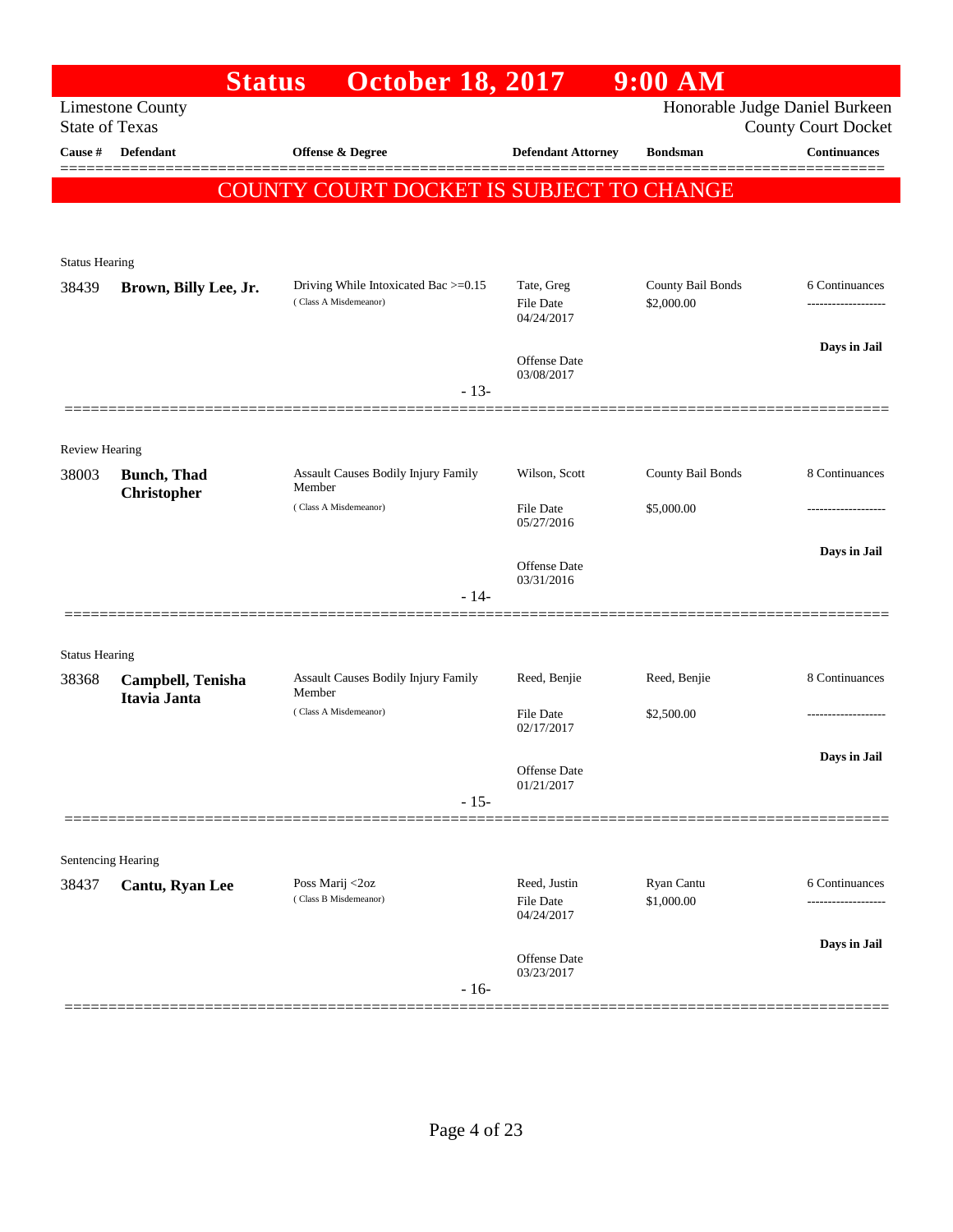# Status October 18, 2017 9:00 AM

Limestone County
State of Texas

Honorable Judge Daniel Burkeen
County Court Docket

**COUNTY COURT DOCKET IS SUBJECT TO CHANGE**

| Cause # | Defendant | Offense & Degree | Defendant Attorney | Bondsman | Continuances |
|---|---|---|---|---|---|
| **Status Hearing** | | | | | |
| 38439 | **Brown, Billy Lee, Jr.** | Driving While Intoxicated Bac >=0.15 (Class A Misdemeanor) | Tate, Greg<br>File Date 04/24/2017<br>Offense Date 03/08/2017 | County Bail Bonds<br>$2,000.00 | 6 Continuances<br>-------------------<br>**Days in Jail** |
| | | - 13- | | | |
| **Review Hearing** | | | | | |
| 38003 | **Bunch, Thad Christopher** | Assault Causes Bodily Injury Family Member (Class A Misdemeanor) | Wilson, Scott<br>File Date 05/27/2016<br>Offense Date 03/31/2016 | County Bail Bonds<br>$5,000.00 | 8 Continuances<br>-------------------<br>**Days in Jail** |
| | | - 14- | | | |
| **Status Hearing** | | | | | |
| 38368 | **Campbell, Tenisha Itavia Janta** | Assault Causes Bodily Injury Family Member (Class A Misdemeanor) | Reed, Benjie<br>File Date 02/17/2017<br>Offense Date 01/21/2017 | Reed, Benjie<br>$2,500.00 | 8 Continuances<br>-------------------<br>**Days in Jail** |
| | | - 15- | | | |
| **Sentencing Hearing** | | | | | |
| 38437 | **Cantu, Ryan Lee** | Poss Marij <2oz (Class B Misdemeanor) | Reed, Justin<br>File Date 04/24/2017<br>Offense Date 03/23/2017 | Ryan Cantu<br>$1,000.00 | 6 Continuances<br>-------------------<br>**Days in Jail** |
| | | - 16- | | | |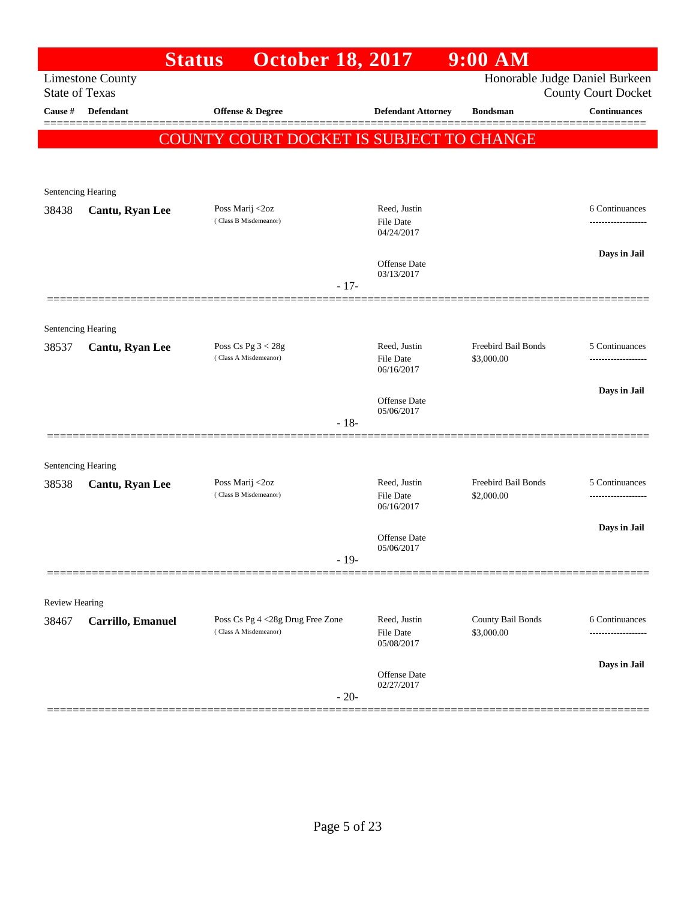# Status October 18, 2017 9:00 AM

Limestone County
State of Texas

Honorable Judge Daniel Burkeen
County Court Docket

| Cause # | Defendant | Offense & Degree | Defendant Attorney | Bondsman | Continuances |
|---|---|---|---|---|---|

**COUNTY COURT DOCKET IS SUBJECT TO CHANGE**

Sentencing Hearing

| | | | | | |
|---|---|---|---|---|---|
| 38438 | **Cantu, Ryan Lee** | Poss Marij <2oz (Class B Misdemeanor) | Reed, Justin<br>File Date 04/24/2017<br>Offense Date 03/13/2017 | | 6 Continuances<br>-------------------<br>**Days in Jail** |

- 17-

Sentencing Hearing

| | | | | | |
|---|---|---|---|---|---|
| 38537 | **Cantu, Ryan Lee** | Poss Cs Pg 3 < 28g (Class A Misdemeanor) | Reed, Justin<br>File Date 06/16/2017<br>Offense Date 05/06/2017 | Freebird Bail Bonds<br>$3,000.00 | 5 Continuances<br>-------------------<br>**Days in Jail** |

- 18-

Sentencing Hearing

| | | | | | |
|---|---|---|---|---|---|
| 38538 | **Cantu, Ryan Lee** | Poss Marij <2oz (Class B Misdemeanor) | Reed, Justin<br>File Date 06/16/2017<br>Offense Date 05/06/2017 | Freebird Bail Bonds<br>$2,000.00 | 5 Continuances<br>-------------------<br>**Days in Jail** |

- 19-

Review Hearing

| | | | | | |
|---|---|---|---|---|---|
| 38467 | **Carrillo, Emanuel** | Poss Cs Pg 4 <28g Drug Free Zone (Class A Misdemeanor) | Reed, Justin<br>File Date 05/08/2017<br>Offense Date 02/27/2017 | County Bail Bonds<br>$3,000.00 | 6 Continuances<br>-------------------<br>**Days in Jail** |

- 20-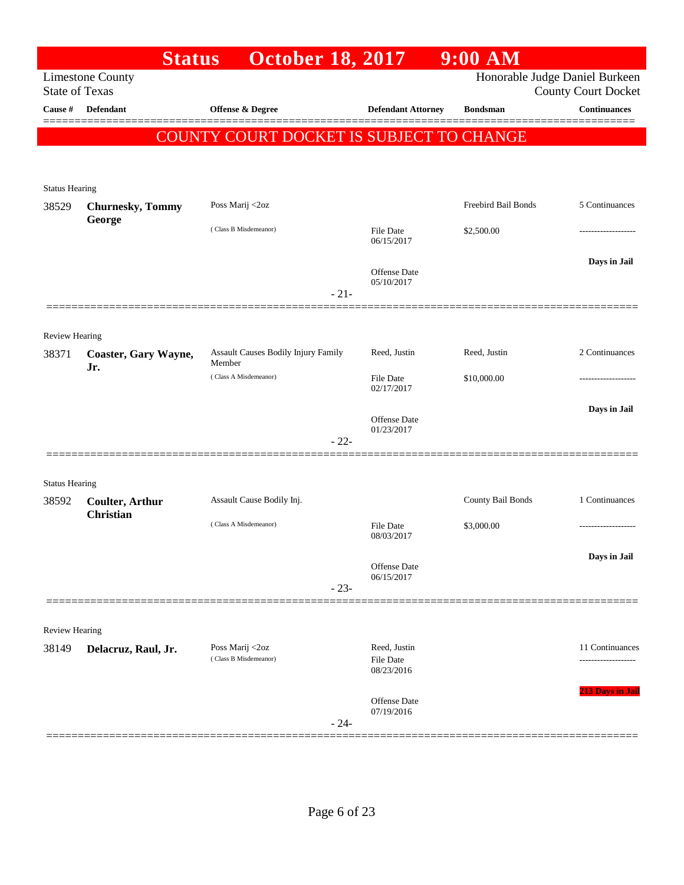# Status October 18, 2017 9:00 AM

Limestone County
State of Texas

Honorable Judge Daniel Burkeen
County Court Docket

| Cause # | Defendant | Offense & Degree | Defendant Attorney | Bondsman | Continuances |
|---|---|---|---|---|---|

**COUNTY COURT DOCKET IS SUBJECT TO CHANGE**

Status Hearing

| Cause # | Defendant | Offense & Degree | Defendant Attorney | Bondsman | Continuances |
|---|---|---|---|---|---|
| 38529 | **Churnesky, Tommy George** | Poss Marij <2oz |  | Freebird Bail Bonds | 5 Continuances |
|  |  | ( Class B Misdemeanor) | File Date 06/15/2017 | $2,500.00 | ------------------- |
|  |  |  | Offense Date 05/10/2017 |  | **Days in Jail** |

- 21-

Review Hearing

| Cause # | Defendant | Offense & Degree | Defendant Attorney | Bondsman | Continuances |
|---|---|---|---|---|---|
| 38371 | **Coaster, Gary Wayne, Jr.** | Assault Causes Bodily Injury Family Member | Reed, Justin | Reed, Justin | 2 Continuances |
|  |  | ( Class A Misdemeanor) | File Date 02/17/2017 | $10,000.00 | ------------------- |
|  |  |  | Offense Date 01/23/2017 |  | **Days in Jail** |

- 22-

Status Hearing

| Cause # | Defendant | Offense & Degree | Defendant Attorney | Bondsman | Continuances |
|---|---|---|---|---|---|
| 38592 | **Coulter, Arthur Christian** | Assault Cause Bodily Inj. |  | County Bail Bonds | 1 Continuances |
|  |  | ( Class A Misdemeanor) | File Date 08/03/2017 | $3,000.00 | ------------------- |
|  |  |  | Offense Date 06/15/2017 |  | **Days in Jail** |

- 23-

Review Hearing

| Cause # | Defendant | Offense & Degree | Defendant Attorney | Bondsman | Continuances |
|---|---|---|---|---|---|
| 38149 | **Delacruz, Raul, Jr.** | Poss Marij <2oz | Reed, Justin |  | 11 Continuances |
|  |  | ( Class B Misdemeanor) | File Date 08/23/2016 |  | ------------------- |
|  |  |  | Offense Date 07/19/2016 |  | **213 Days in Jail** |

- 24-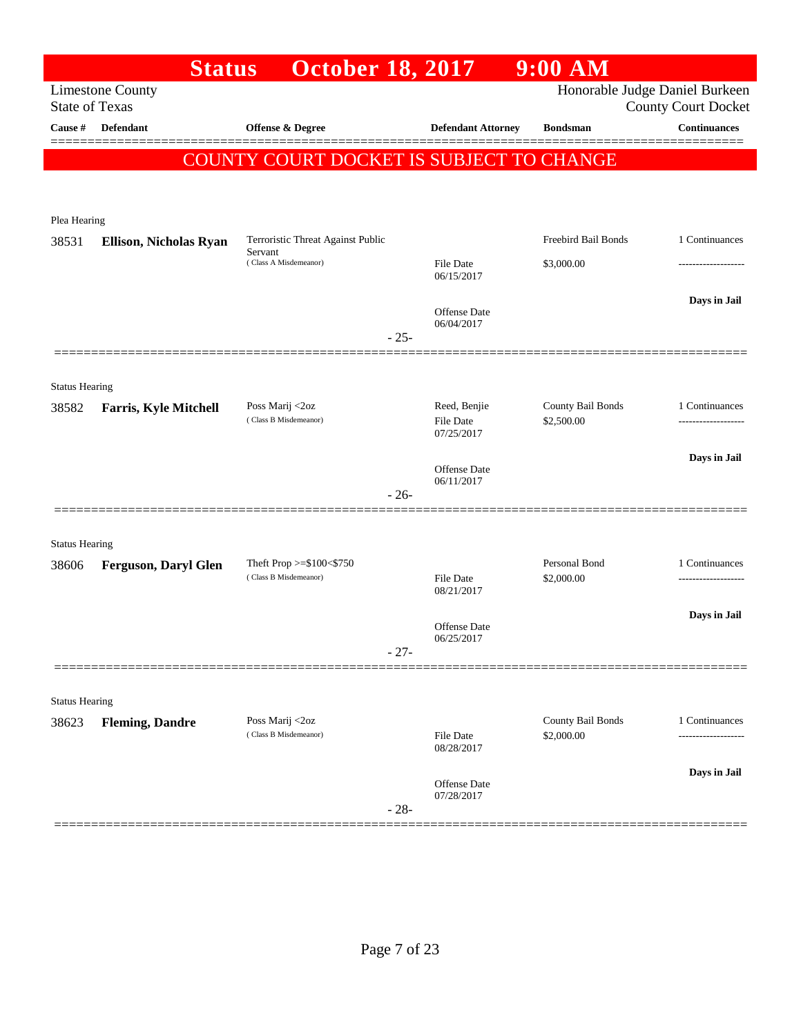# Status October 18, 2017 9:00 AM

Limestone County
State of Texas

Honorable Judge Daniel Burkeen
County Court Docket

| Cause # | Defendant | Offense & Degree | Defendant Attorney | Bondsman | Continuances |
|---|---|---|---|---|---|

**COUNTY COURT DOCKET IS SUBJECT TO CHANGE**

Plea Hearing

| | | | | | |
|---|---|---|---|---|---|
| 38531 | **Ellison, Nicholas Ryan** | Terroristic Threat Against Public Servant (Class A Misdemeanor) | File Date 06/15/2017<br>Offense Date 06/04/2017 | Freebird Bail Bonds $3,000.00 | 1 Continuances<br>**Days in Jail** |

- 25-

Status Hearing

| | | | | | |
|---|---|---|---|---|---|
| 38582 | **Farris, Kyle Mitchell** | Poss Marij <2oz (Class B Misdemeanor) | Reed, Benjie<br>File Date 07/25/2017<br>Offense Date 06/11/2017 | County Bail Bonds $2,500.00 | 1 Continuances<br>**Days in Jail** |

- 26-

Status Hearing

| | | | | | |
|---|---|---|---|---|---|
| 38606 | **Ferguson, Daryl Glen** | Theft Prop >=$100<$750 (Class B Misdemeanor) | File Date 08/21/2017<br>Offense Date 06/25/2017 | Personal Bond $2,000.00 | 1 Continuances<br>**Days in Jail** |

- 27-

Status Hearing

| | | | | | |
|---|---|---|---|---|---|
| 38623 | **Fleming, Dandre** | Poss Marij <2oz (Class B Misdemeanor) | File Date 08/28/2017<br>Offense Date 07/28/2017 | County Bail Bonds $2,000.00 | 1 Continuances<br>**Days in Jail** |

- 28-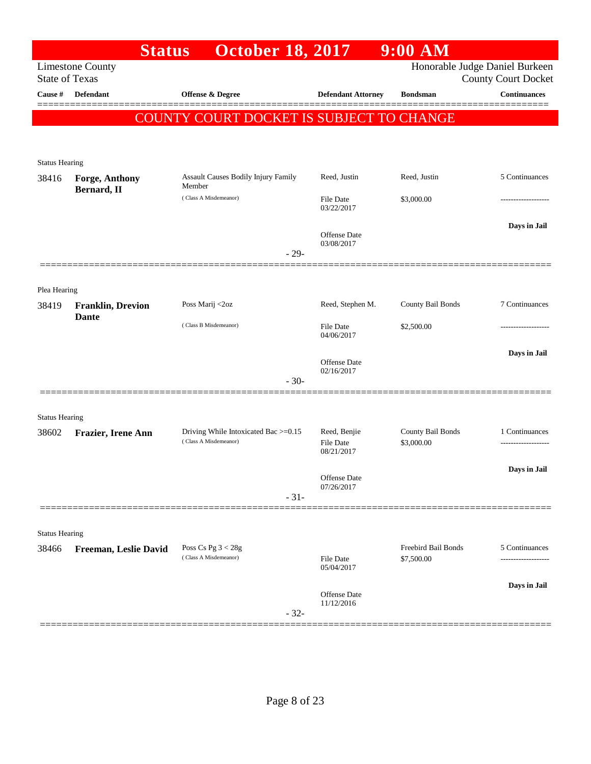# Status October 18, 2017 9:00 AM

Limestone County
State of Texas

Honorable Judge Daniel Burkeen
County Court Docket

| Cause # | Defendant | Offense & Degree | Defendant Attorney | Bondsman | Continuances |
|---|---|---|---|---|---|

**COUNTY COURT DOCKET IS SUBJECT TO CHANGE**

Status Hearing

| Cause # | Defendant | Offense & Degree | Defendant Attorney | Bondsman | Continuances |
|---|---|---|---|---|---|
| 38416 | **Forge, Anthony Bernard, II** | Assault Causes Bodily Injury Family Member ( Class A Misdemeanor) | Reed, Justin | Reed, Justin | 5 Continuances |
| | | | File Date 03/22/2017 | $3,000.00 | ------------------- |
| | | | Offense Date 03/08/2017 | | **Days in Jail** |

- 29-

Plea Hearing

| Cause # | Defendant | Offense & Degree | Defendant Attorney | Bondsman | Continuances |
|---|---|---|---|---|---|
| 38419 | **Franklin, Drevion Dante** | Poss Marij <2oz ( Class B Misdemeanor) | Reed, Stephen M. | County Bail Bonds | 7 Continuances |
| | | | File Date 04/06/2017 | $2,500.00 | ------------------- |
| | | | Offense Date 02/16/2017 | | **Days in Jail** |

- 30-

Status Hearing

| Cause # | Defendant | Offense & Degree | Defendant Attorney | Bondsman | Continuances |
|---|---|---|---|---|---|
| 38602 | **Frazier, Irene Ann** | Driving While Intoxicated Bac >=0.15 ( Class A Misdemeanor) | Reed, Benjie | County Bail Bonds | 1 Continuances |
| | | | File Date 08/21/2017 | $3,000.00 | ------------------- |
| | | | Offense Date 07/26/2017 | | **Days in Jail** |

- 31-

Status Hearing

| Cause # | Defendant | Offense & Degree | Defendant Attorney | Bondsman | Continuances |
|---|---|---|---|---|---|
| 38466 | **Freeman, Leslie David** | Poss Cs Pg 3 < 28g ( Class A Misdemeanor) | | Freebird Bail Bonds | 5 Continuances |
| | | | File Date 05/04/2017 | $7,500.00 | ------------------- |
| | | | Offense Date 11/12/2016 | | **Days in Jail** |

- 32-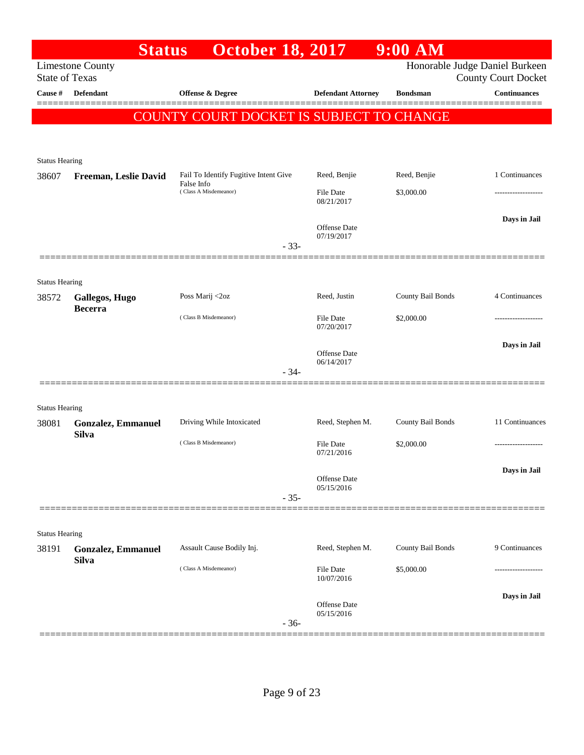# Status October 18, 2017 9:00 AM

Limestone County
State of Texas

Honorable Judge Daniel Burkeen
County Court Docket

| Cause # | Defendant | Offense & Degree | Defendant Attorney | Bondsman | Continuances |
|---|---|---|---|---|---|

**COUNTY COURT DOCKET IS SUBJECT TO CHANGE**

Status Hearing

| Cause # | Defendant | Offense & Degree | Defendant Attorney | Bondsman | Continuances |
|---|---|---|---|---|---|
| 38607 | **Freeman, Leslie David** | Fail To Identify Fugitive Intent Give False Info (Class A Misdemeanor) | Reed, Benjie | Reed, Benjie | 1 Continuances |
| | | | File Date 08/21/2017 | $3,000.00 | ------------------- |
| | | | Offense Date 07/19/2017 | | Days in Jail |

- 33-

Status Hearing

| Cause # | Defendant | Offense & Degree | Defendant Attorney | Bondsman | Continuances |
|---|---|---|---|---|---|
| 38572 | **Gallegos, Hugo Becerra** | Poss Marij <2oz (Class B Misdemeanor) | Reed, Justin | County Bail Bonds | 4 Continuances |
| | | | File Date 07/20/2017 | $2,000.00 | ------------------- |
| | | | Offense Date 06/14/2017 | | Days in Jail |

- 34-

Status Hearing

| Cause # | Defendant | Offense & Degree | Defendant Attorney | Bondsman | Continuances |
|---|---|---|---|---|---|
| 38081 | **Gonzalez, Emmanuel Silva** | Driving While Intoxicated (Class B Misdemeanor) | Reed, Stephen M. | County Bail Bonds | 11 Continuances |
| | | | File Date 07/21/2016 | $2,000.00 | ------------------- |
| | | | Offense Date 05/15/2016 | | Days in Jail |

- 35-

Status Hearing

| Cause # | Defendant | Offense & Degree | Defendant Attorney | Bondsman | Continuances |
|---|---|---|---|---|---|
| 38191 | **Gonzalez, Emmanuel Silva** | Assault Cause Bodily Inj. (Class A Misdemeanor) | Reed, Stephen M. | County Bail Bonds | 9 Continuances |
| | | | File Date 10/07/2016 | $5,000.00 | ------------------- |
| | | | Offense Date 05/15/2016 | | Days in Jail |

- 36-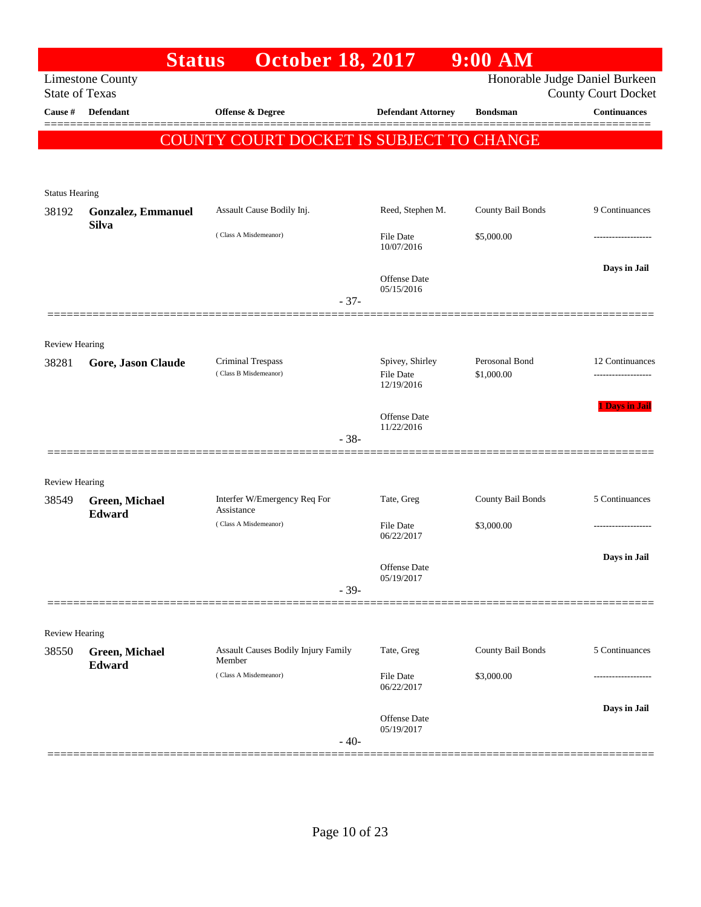# Status October 18, 2017 9:00 AM

Limestone County
State of Texas

Honorable Judge Daniel Burkeen
County Court Docket

| Cause # | Defendant | Offense & Degree | Defendant Attorney | Bondsman | Continuances |
|---|---|---|---|---|---|

**COUNTY COURT DOCKET IS SUBJECT TO CHANGE**

---

Status Hearing

| Cause # | Defendant | Offense & Degree | Defendant Attorney | Bondsman | Continuances |
|---|---|---|---|---|---|
| 38192 | **Gonzalez, Emmanuel Silva** | Assault Cause Bodily Inj. (Class A Misdemeanor) | Reed, Stephen M. File Date 10/07/2016 Offense Date 05/15/2016 | County Bail Bonds $5,000.00 | 9 Continuances ------------------- **Days in Jail** |

- 37-

---

Review Hearing

| Cause # | Defendant | Offense & Degree | Defendant Attorney | Bondsman | Continuances |
|---|---|---|---|---|---|
| 38281 | **Gore, Jason Claude** | Criminal Trespass (Class B Misdemeanor) | Spivey, Shirley File Date 12/19/2016 Offense Date 11/22/2016 | Perosonal Bond $1,000.00 | 12 Continuances ------------------- **1 Days in Jail** |

- 38-

---

Review Hearing

| Cause # | Defendant | Offense & Degree | Defendant Attorney | Bondsman | Continuances |
|---|---|---|---|---|---|
| 38549 | **Green, Michael Edward** | Interfer W/Emergency Req For Assistance (Class A Misdemeanor) | Tate, Greg File Date 06/22/2017 Offense Date 05/19/2017 | County Bail Bonds $3,000.00 | 5 Continuances ------------------- **Days in Jail** |

- 39-

---

Review Hearing

| Cause # | Defendant | Offense & Degree | Defendant Attorney | Bondsman | Continuances |
|---|---|---|---|---|---|
| 38550 | **Green, Michael Edward** | Assault Causes Bodily Injury Family Member (Class A Misdemeanor) | Tate, Greg File Date 06/22/2017 Offense Date 05/19/2017 | County Bail Bonds $3,000.00 | 5 Continuances ------------------- **Days in Jail** |

- 40-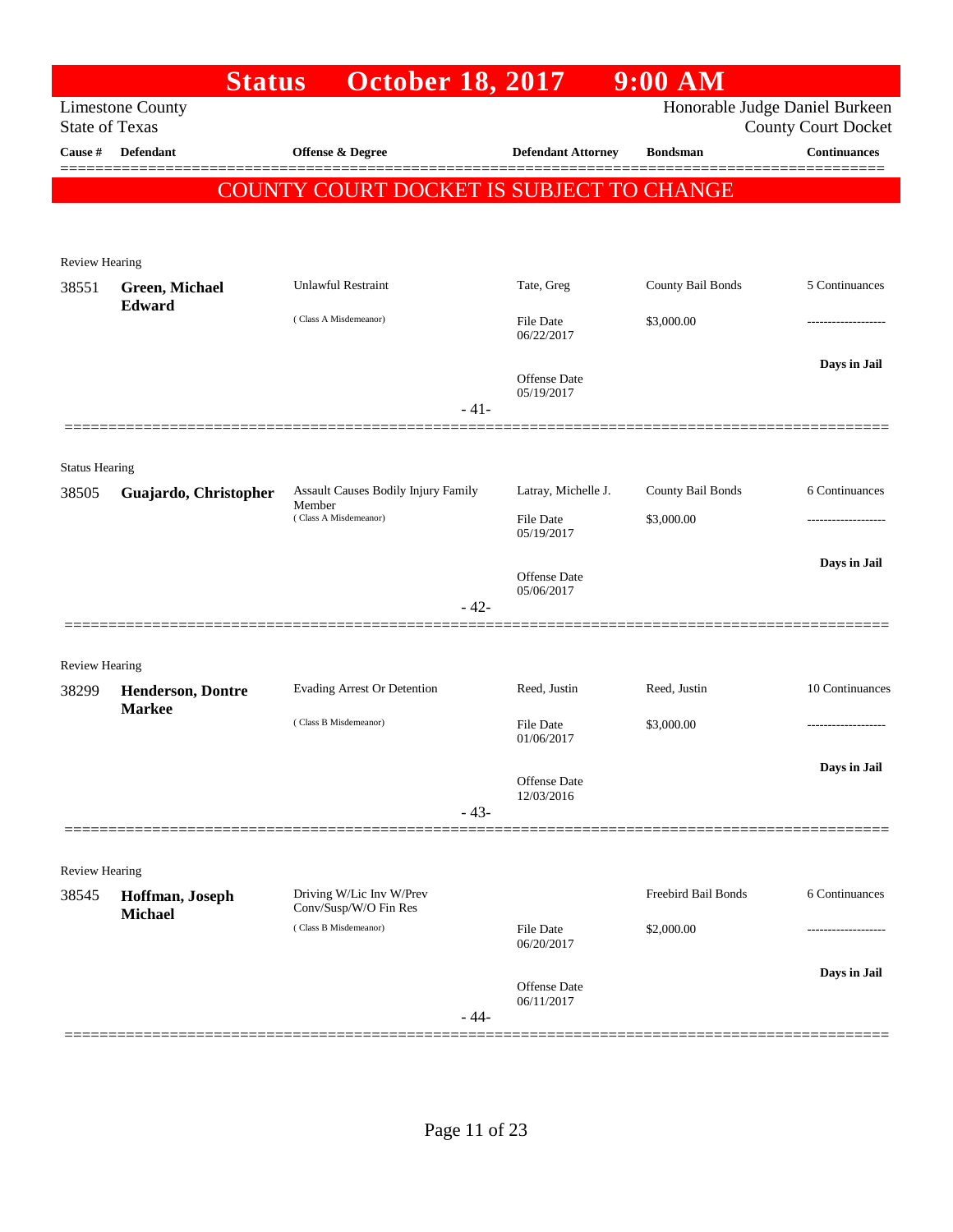# Status October 18, 2017 9:00 AM

Limestone County
State of Texas

Honorable Judge Daniel Burkeen
County Court Docket

| Cause # | Defendant | Offense & Degree | Defendant Attorney | Bondsman | Continuances |
|---|---|---|---|---|---|

## COUNTY COURT DOCKET IS SUBJECT TO CHANGE

Review Hearing

| Cause # | Defendant | Offense & Degree | Defendant Attorney | Bondsman | Continuances |
|---|---|---|---|---|---|
| 38551 | **Green, Michael Edward** | Unlawful Restraint | Tate, Greg | County Bail Bonds | 5 Continuances |
| | | ( Class A Misdemeanor) | File Date 06/22/2017 | $3,000.00 | ------------------- |
| | | | Offense Date 05/19/2017 | | **Days in Jail** |

- 41-

Status Hearing

| Cause # | Defendant | Offense & Degree | Defendant Attorney | Bondsman | Continuances |
|---|---|---|---|---|---|
| 38505 | **Guajardo, Christopher** | Assault Causes Bodily Injury Family Member | Latray, Michelle J. | County Bail Bonds | 6 Continuances |
| | | ( Class A Misdemeanor) | File Date 05/19/2017 | $3,000.00 | ------------------- |
| | | | Offense Date 05/06/2017 | | **Days in Jail** |

- 42-

Review Hearing

| Cause # | Defendant | Offense & Degree | Defendant Attorney | Bondsman | Continuances |
|---|---|---|---|---|---|
| 38299 | **Henderson, Dontre Markee** | Evading Arrest Or Detention | Reed, Justin | Reed, Justin | 10 Continuances |
| | | ( Class B Misdemeanor) | File Date 01/06/2017 | $3,000.00 | ------------------- |
| | | | Offense Date 12/03/2016 | | **Days in Jail** |

- 43-

Review Hearing

| Cause # | Defendant | Offense & Degree | Defendant Attorney | Bondsman | Continuances |
|---|---|---|---|---|---|
| 38545 | **Hoffman, Joseph Michael** | Driving W/Lic Inv W/Prev Conv/Susp/W/O Fin Res | | Freebird Bail Bonds | 6 Continuances |
| | | ( Class B Misdemeanor) | File Date 06/20/2017 | $2,000.00 | ------------------- |
| | | | Offense Date 06/11/2017 | | **Days in Jail** |

- 44-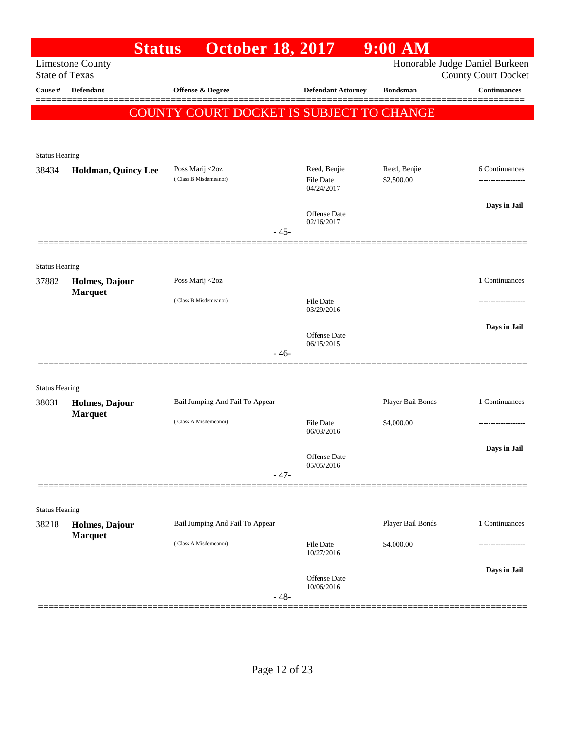# Status October 18, 2017 9:00 AM

Limestone County
State of Texas

Honorable Judge Daniel Burkeen
County Court Docket

| Cause # | Defendant | Offense & Degree | Defendant Attorney | Bondsman | Continuances |
|---|---|---|---|---|---|

**COUNTY COURT DOCKET IS SUBJECT TO CHANGE**

Status Hearing

| Cause # | Defendant | Offense & Degree | Defendant Attorney | Bondsman | Continuances |
|---|---|---|---|---|---|
| 38434 | **Holdman, Quincy Lee** | Poss Marij <2oz (Class B Misdemeanor) | Reed, Benjie<br>File Date 04/24/2017<br>Offense Date 02/16/2017 | Reed, Benjie<br>$2,500.00 | 6 Continuances<br>-------------------<br>**Days in Jail** |

- 45-

Status Hearing

| Cause # | Defendant | Offense & Degree | Defendant Attorney | Bondsman | Continuances |
|---|---|---|---|---|---|
| 37882 | **Holmes, Dajour Marquet** | Poss Marij <2oz (Class B Misdemeanor) | File Date 03/29/2016<br>Offense Date 06/15/2015 | | 1 Continuances<br>-------------------<br>**Days in Jail** |

- 46-

Status Hearing

| Cause # | Defendant | Offense & Degree | Defendant Attorney | Bondsman | Continuances |
|---|---|---|---|---|---|
| 38031 | **Holmes, Dajour Marquet** | Bail Jumping And Fail To Appear (Class A Misdemeanor) | File Date 06/03/2016<br>Offense Date 05/05/2016 | Player Bail Bonds<br>$4,000.00 | 1 Continuances<br>-------------------<br>**Days in Jail** |

- 47-

Status Hearing

| Cause # | Defendant | Offense & Degree | Defendant Attorney | Bondsman | Continuances |
|---|---|---|---|---|---|
| 38218 | **Holmes, Dajour Marquet** | Bail Jumping And Fail To Appear (Class A Misdemeanor) | File Date 10/27/2016<br>Offense Date 10/06/2016 | Player Bail Bonds<br>$4,000.00 | 1 Continuances<br>-------------------<br>**Days in Jail** |

- 48-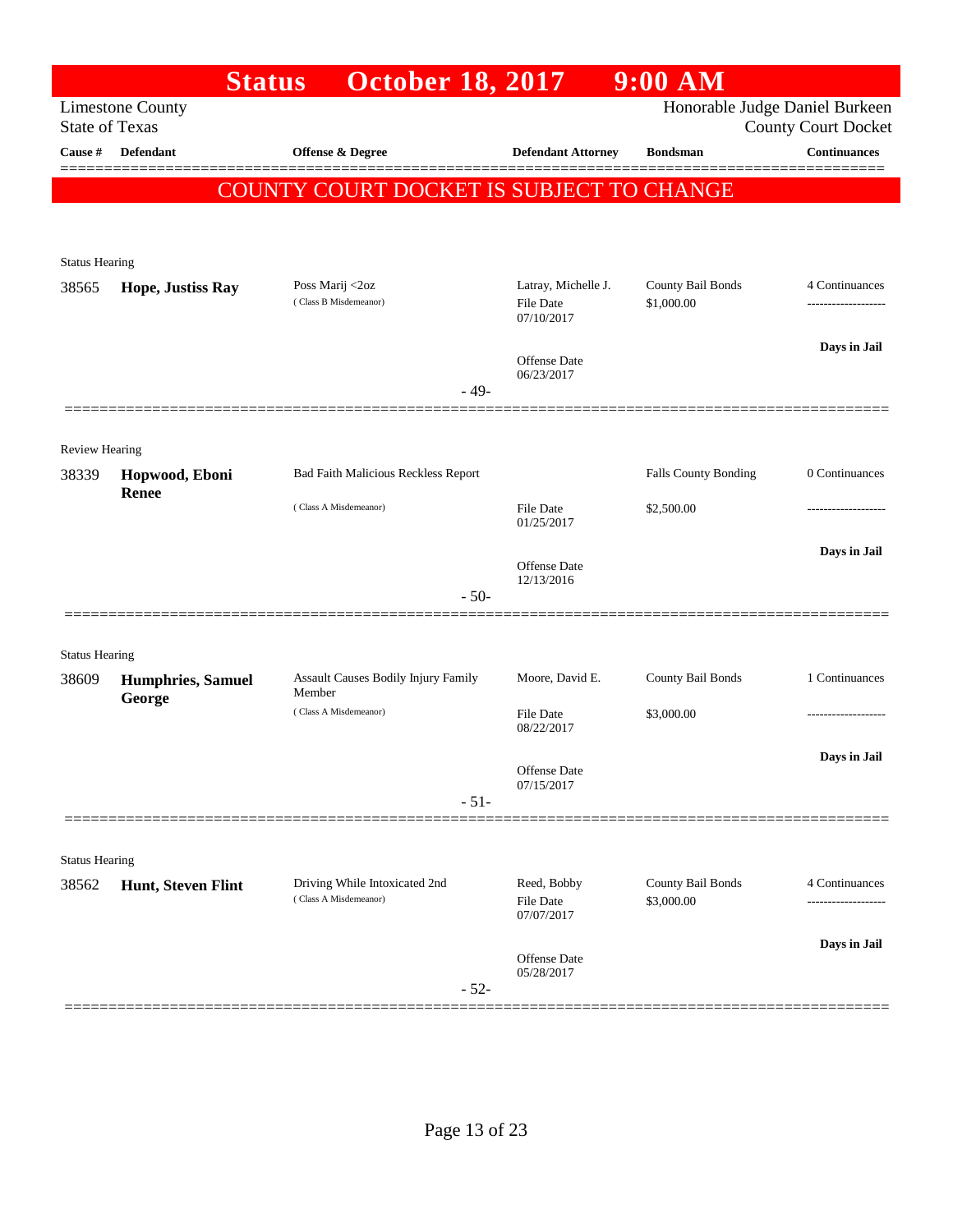# Status October 18, 2017 9:00 AM

Limestone County
State of Texas

Honorable Judge Daniel Burkeen
County Court Docket

| Cause # | Defendant | Offense & Degree | Defendant Attorney | Bondsman | Continuances |
|---|---|---|---|---|---|

**COUNTY COURT DOCKET IS SUBJECT TO CHANGE**

Status Hearing

| Cause # | Defendant | Offense & Degree | Defendant Attorney | Bondsman | Continuances |
|---|---|---|---|---|---|
| 38565 | **Hope, Justiss Ray** | Poss Marij <2oz (Class B Misdemeanor) | Latray, Michelle J. | County Bail Bonds | 4 Continuances |
| | | | File Date 07/10/2017 | $1,000.00 | ------------------- |
| | | | Offense Date 06/23/2017 | | **Days in Jail** |

- 49-

Review Hearing

| Cause # | Defendant | Offense & Degree | Defendant Attorney | Bondsman | Continuances |
|---|---|---|---|---|---|
| 38339 | **Hopwood, Eboni Renee** | Bad Faith Malicious Reckless Report (Class A Misdemeanor) | | Falls County Bonding | 0 Continuances |
| | | | File Date 01/25/2017 | $2,500.00 | ------------------- |
| | | | Offense Date 12/13/2016 | | **Days in Jail** |

- 50-

Status Hearing

| Cause # | Defendant | Offense & Degree | Defendant Attorney | Bondsman | Continuances |
|---|---|---|---|---|---|
| 38609 | **Humphries, Samuel George** | Assault Causes Bodily Injury Family Member (Class A Misdemeanor) | Moore, David E. | County Bail Bonds | 1 Continuances |
| | | | File Date 08/22/2017 | $3,000.00 | ------------------- |
| | | | Offense Date 07/15/2017 | | **Days in Jail** |

- 51-

Status Hearing

| Cause # | Defendant | Offense & Degree | Defendant Attorney | Bondsman | Continuances |
|---|---|---|---|---|---|
| 38562 | **Hunt, Steven Flint** | Driving While Intoxicated 2nd (Class A Misdemeanor) | Reed, Bobby | County Bail Bonds | 4 Continuances |
| | | | File Date 07/07/2017 | $3,000.00 | ------------------- |
| | | | Offense Date 05/28/2017 | | **Days in Jail** |

- 52-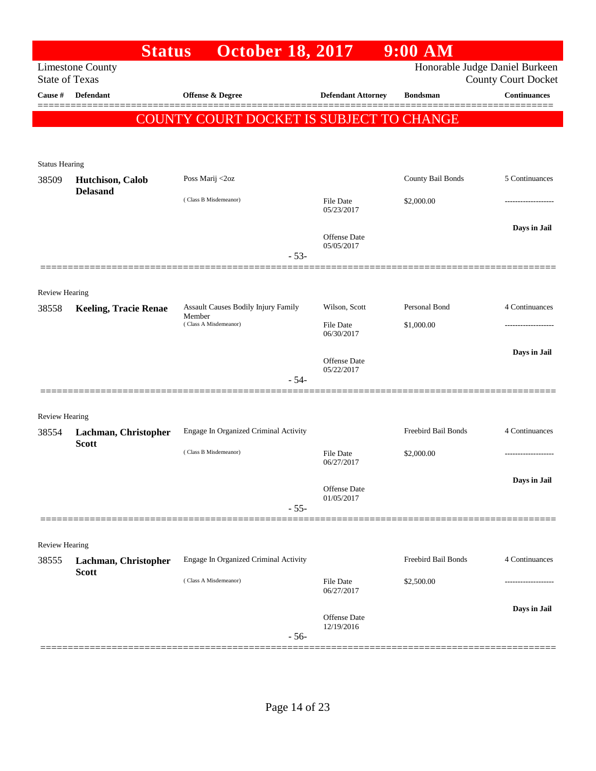# Status October 18, 2017 9:00 AM

Limestone County
State of Texas

Honorable Judge Daniel Burkeen
County Court Docket

| Cause # | Defendant | Offense & Degree | Defendant Attorney | Bondsman | Continuances |
|---|---|---|---|---|---|

**COUNTY COURT DOCKET IS SUBJECT TO CHANGE**

Status Hearing

| Cause # | Defendant | Offense & Degree | Defendant Attorney | Bondsman | Continuances |
|---|---|---|---|---|---|
| 38509 | **Hutchison, Calob Delasand** | Poss Marij <2oz |  | County Bail Bonds | 5 Continuances |
|  |  | ( Class B Misdemeanor) | File Date 05/23/2017 | $2,000.00 | ------------------- |
|  |  |  | Offense Date 05/05/2017 |  | **Days in Jail** |
|  |  | - 53- |  |  |  |

Review Hearing

| Cause # | Defendant | Offense & Degree | Defendant Attorney | Bondsman | Continuances |
|---|---|---|---|---|---|
| 38558 | **Keeling, Tracie Renae** | Assault Causes Bodily Injury Family Member | Wilson, Scott | Personal Bond | 4 Continuances |
|  |  | ( Class A Misdemeanor) | File Date 06/30/2017 | $1,000.00 | ------------------- |
|  |  |  | Offense Date 05/22/2017 |  | **Days in Jail** |
|  |  | - 54- |  |  |  |

Review Hearing

| Cause # | Defendant | Offense & Degree | Defendant Attorney | Bondsman | Continuances |
|---|---|---|---|---|---|
| 38554 | **Lachman, Christopher Scott** | Engage In Organized Criminal Activity |  | Freebird Bail Bonds | 4 Continuances |
|  |  | ( Class B Misdemeanor) | File Date 06/27/2017 | $2,000.00 | ------------------- |
|  |  |  | Offense Date 01/05/2017 |  | **Days in Jail** |
|  |  | - 55- |  |  |  |

Review Hearing

| Cause # | Defendant | Offense & Degree | Defendant Attorney | Bondsman | Continuances |
|---|---|---|---|---|---|
| 38555 | **Lachman, Christopher Scott** | Engage In Organized Criminal Activity |  | Freebird Bail Bonds | 4 Continuances |
|  |  | ( Class A Misdemeanor) | File Date 06/27/2017 | $2,500.00 | ------------------- |
|  |  |  | Offense Date 12/19/2016 |  | **Days in Jail** |
|  |  | - 56- |  |  |  |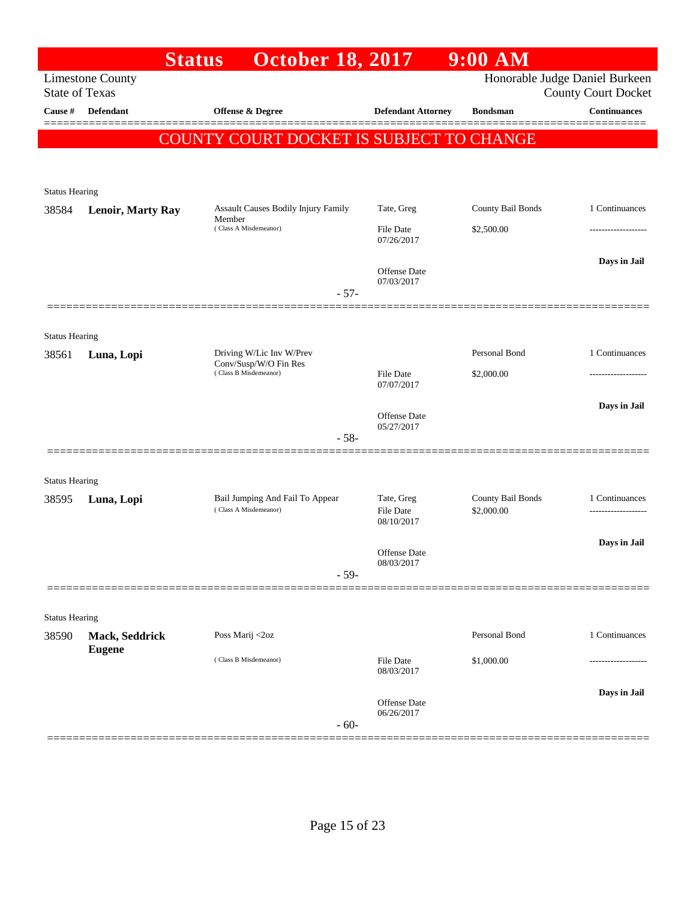# Status October 18, 2017 9:00 AM

Limestone County
State of Texas

Honorable Judge Daniel Burkeen
County Court Docket

| Cause # | Defendant | Offense & Degree | Defendant Attorney | Bondsman | Continuances |
|---|---|---|---|---|---|

**COUNTY COURT DOCKET IS SUBJECT TO CHANGE**

Status Hearing

| Cause # | Defendant | Offense & Degree | Defendant Attorney | Bondsman | Continuances |
|---|---|---|---|---|---|
| 38584 | **Lenoir, Marty Ray** | Assault Causes Bodily Injury Family Member (Class A Misdemeanor) | Tate, Greg | County Bail Bonds | 1 Continuances |
| | | | File Date 07/26/2017 | $2,500.00 | ------------------- |
| | | | Offense Date 07/03/2017 | | **Days in Jail** |

- 57-

Status Hearing

| Cause # | Defendant | Offense & Degree | Defendant Attorney | Bondsman | Continuances |
|---|---|---|---|---|---|
| 38561 | **Luna, Lopi** | Driving W/Lic Inv W/Prev Conv/Susp/W/O Fin Res (Class B Misdemeanor) | | Personal Bond | 1 Continuances |
| | | | File Date 07/07/2017 | $2,000.00 | ------------------- |
| | | | Offense Date 05/27/2017 | | **Days in Jail** |

- 58-

Status Hearing

| Cause # | Defendant | Offense & Degree | Defendant Attorney | Bondsman | Continuances |
|---|---|---|---|---|---|
| 38595 | **Luna, Lopi** | Bail Jumping And Fail To Appear (Class A Misdemeanor) | Tate, Greg | County Bail Bonds | 1 Continuances |
| | | | File Date 08/10/2017 | $2,000.00 | ------------------- |
| | | | Offense Date 08/03/2017 | | **Days in Jail** |

- 59-

Status Hearing

| Cause # | Defendant | Offense & Degree | Defendant Attorney | Bondsman | Continuances |
|---|---|---|---|---|---|
| 38590 | **Mack, Seddrick Eugene** | Poss Marij <2oz (Class B Misdemeanor) | | Personal Bond | 1 Continuances |
| | | | File Date 08/03/2017 | $1,000.00 | ------------------- |
| | | | Offense Date 06/26/2017 | | **Days in Jail** |

- 60-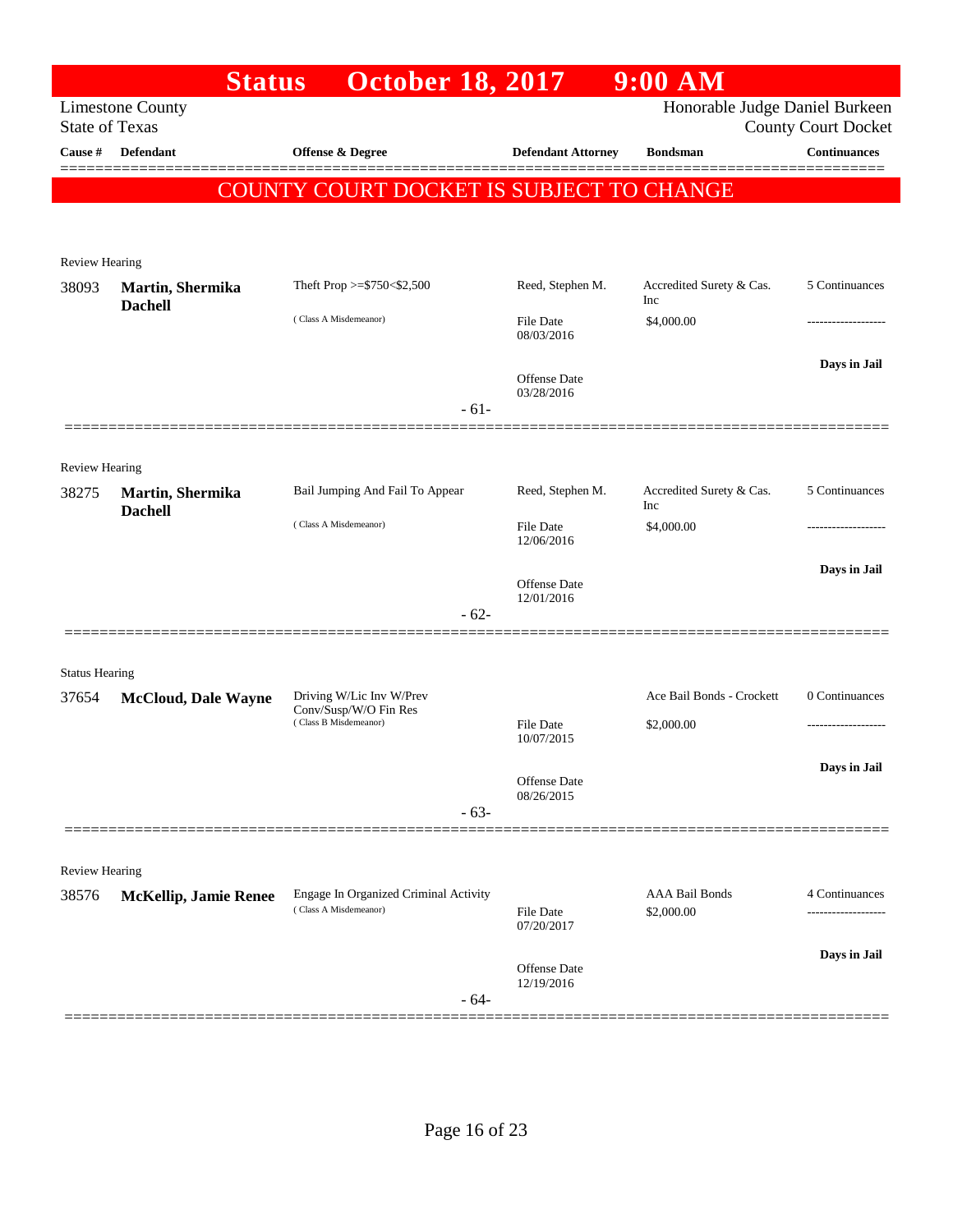# Status October 18, 2017 9:00 AM

Limestone County
State of Texas

Honorable Judge Daniel Burkeen
County Court Docket

| Cause # | Defendant | Offense & Degree | Defendant Attorney | Bondsman | Continuances |
|---|---|---|---|---|---|

COUNTY COURT DOCKET IS SUBJECT TO CHANGE

Review Hearing

| Cause # | Defendant | Offense & Degree | Defendant Attorney | Bondsman | Continuances |
|---|---|---|---|---|---|
| 38093 | **Martin, Shermika Dachell** | Theft Prop >=$750<$2,500 (Class A Misdemeanor) | Reed, Stephen M. File Date 08/03/2016 Offense Date 03/28/2016 | Accredited Surety & Cas. Inc $4,000.00 | 5 Continuances ------------------- **Days in Jail** |

- 61-

Review Hearing

| Cause # | Defendant | Offense & Degree | Defendant Attorney | Bondsman | Continuances |
|---|---|---|---|---|---|
| 38275 | **Martin, Shermika Dachell** | Bail Jumping And Fail To Appear (Class A Misdemeanor) | Reed, Stephen M. File Date 12/06/2016 Offense Date 12/01/2016 | Accredited Surety & Cas. Inc $4,000.00 | 5 Continuances ------------------- **Days in Jail** |

- 62-

Status Hearing

| Cause # | Defendant | Offense & Degree | Defendant Attorney | Bondsman | Continuances |
|---|---|---|---|---|---|
| 37654 | **McCloud, Dale Wayne** | Driving W/Lic Inv W/Prev Conv/Susp/W/O Fin Res (Class B Misdemeanor) | File Date 10/07/2015 Offense Date 08/26/2015 | Ace Bail Bonds - Crockett $2,000.00 | 0 Continuances ------------------- **Days in Jail** |

- 63-

Review Hearing

| Cause # | Defendant | Offense & Degree | Defendant Attorney | Bondsman | Continuances |
|---|---|---|---|---|---|
| 38576 | **McKellip, Jamie Renee** | Engage In Organized Criminal Activity (Class A Misdemeanor) | File Date 07/20/2017 Offense Date 12/19/2016 | AAA Bail Bonds $2,000.00 | 4 Continuances ------------------- **Days in Jail** |

- 64-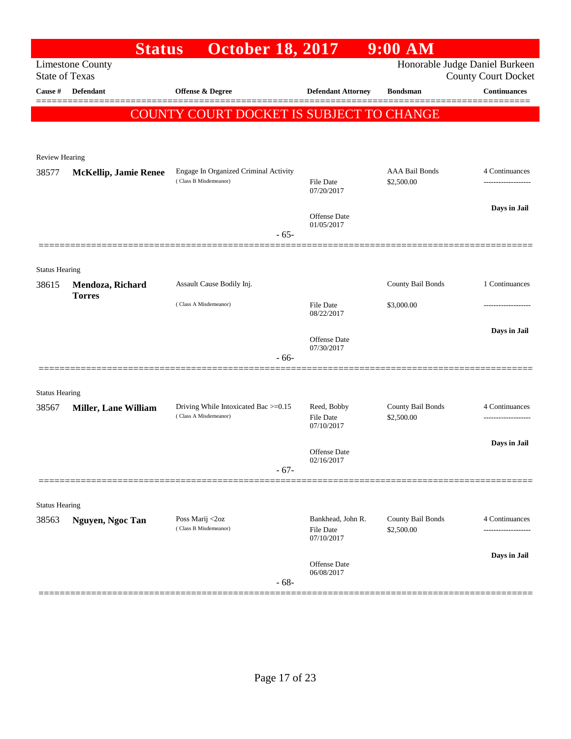# Status October 18, 2017 9:00 AM

Limestone County
State of Texas

Honorable Judge Daniel Burkeen
County Court Docket

| Cause # | Defendant | Offense & Degree | Defendant Attorney | Bondsman | Continuances |
|---|---|---|---|---|---|

**COUNTY COURT DOCKET IS SUBJECT TO CHANGE**

Review Hearing

| Cause # | Defendant | Offense & Degree | Defendant Attorney | Bondsman | Continuances |
|---|---|---|---|---|---|
| 38577 | **McKellip, Jamie Renee** | Engage In Organized Criminal Activity (Class B Misdemeanor) | File Date 07/20/2017 | AAA Bail Bonds $2,500.00 | 4 Continuances |
| | | | Offense Date 01/05/2017 | | Days in Jail |

- 65-

Status Hearing

| Cause # | Defendant | Offense & Degree | Defendant Attorney | Bondsman | Continuances |
|---|---|---|---|---|---|
| 38615 | **Mendoza, Richard Torres** | Assault Cause Bodily Inj. (Class A Misdemeanor) | File Date 08/22/2017 | County Bail Bonds $3,000.00 | 1 Continuances |
| | | | Offense Date 07/30/2017 | | Days in Jail |

- 66-

Status Hearing

| Cause # | Defendant | Offense & Degree | Defendant Attorney | Bondsman | Continuances |
|---|---|---|---|---|---|
| 38567 | **Miller, Lane William** | Driving While Intoxicated Bac >=0.15 (Class A Misdemeanor) | Reed, Bobby File Date 07/10/2017 | County Bail Bonds $2,500.00 | 4 Continuances |
| | | | Offense Date 02/16/2017 | | Days in Jail |

- 67-

Status Hearing

| Cause # | Defendant | Offense & Degree | Defendant Attorney | Bondsman | Continuances |
|---|---|---|---|---|---|
| 38563 | **Nguyen, Ngoc Tan** | Poss Marij <2oz (Class B Misdemeanor) | Bankhead, John R. File Date 07/10/2017 | County Bail Bonds $2,500.00 | 4 Continuances |
| | | | Offense Date 06/08/2017 | | Days in Jail |

- 68-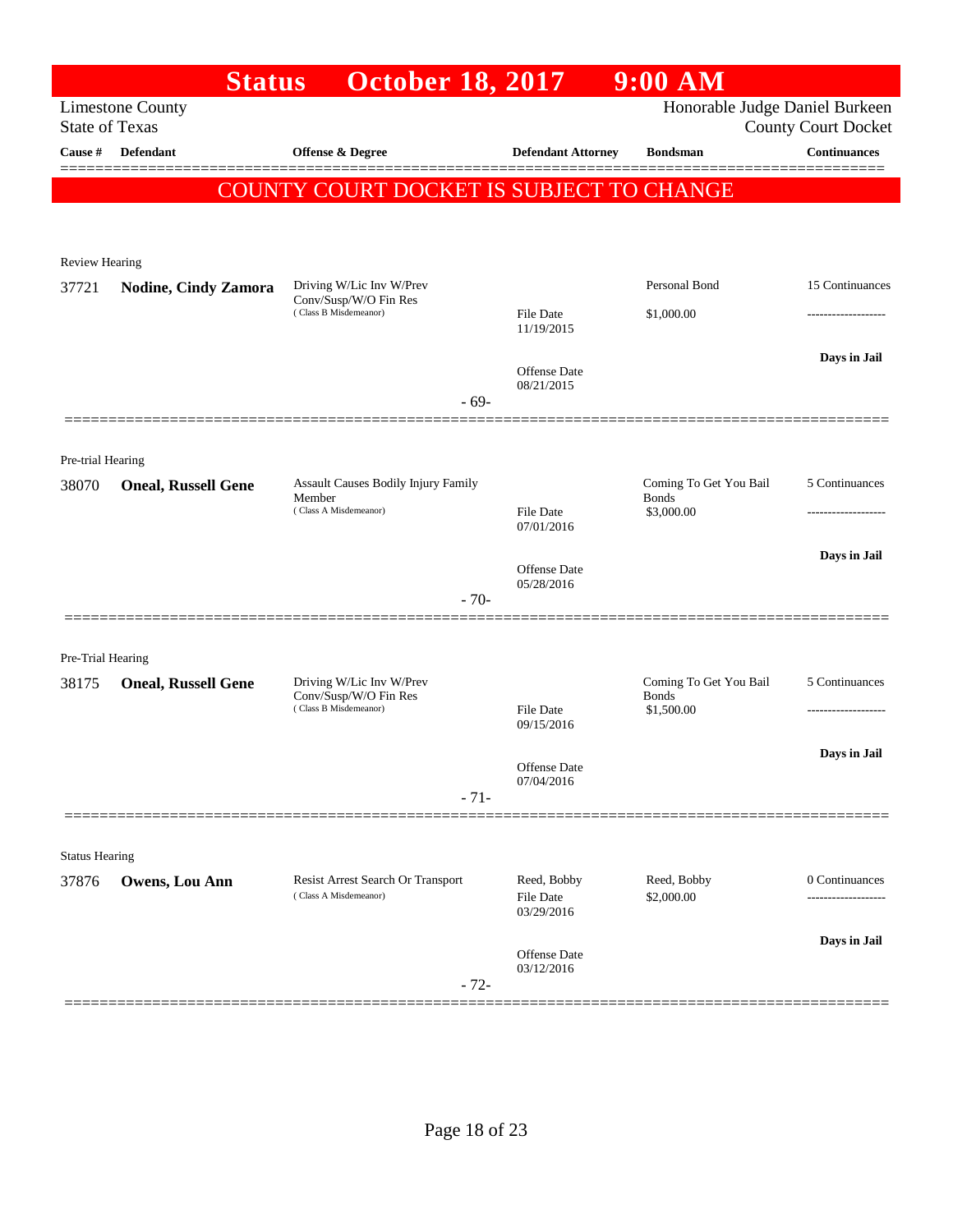# Status October 18, 2017 9:00 AM

Limestone County
State of Texas

Honorable Judge Daniel Burkeen
County Court Docket

| Cause # | Defendant | Offense & Degree | Defendant Attorney | Bondsman | Continuances |
|---|---|---|---|---|---|

**COUNTY COURT DOCKET IS SUBJECT TO CHANGE**

Review Hearing

| | | | | | |
|---|---|---|---|---|---|
| 37721 | **Nodine, Cindy Zamora** | Driving W/Lic Inv W/Prev Conv/Susp/W/O Fin Res (Class B Misdemeanor) | File Date 11/19/2015 | Personal Bond $1,000.00 | 15 Continuances |
| | | | Offense Date 08/21/2015 | | **Days in Jail** |

- 69-

Pre-trial Hearing

| | | | | | |
|---|---|---|---|---|---|
| 38070 | **Oneal, Russell Gene** | Assault Causes Bodily Injury Family Member (Class A Misdemeanor) | File Date 07/01/2016 | Coming To Get You Bail Bonds $3,000.00 | 5 Continuances |
| | | | Offense Date 05/28/2016 | | **Days in Jail** |

- 70-

Pre-Trial Hearing

| | | | | | |
|---|---|---|---|---|---|
| 38175 | **Oneal, Russell Gene** | Driving W/Lic Inv W/Prev Conv/Susp/W/O Fin Res (Class B Misdemeanor) | File Date 09/15/2016 | Coming To Get You Bail Bonds $1,500.00 | 5 Continuances |
| | | | Offense Date 07/04/2016 | | **Days in Jail** |

- 71-

Status Hearing

| | | | | | |
|---|---|---|---|---|---|
| 37876 | **Owens, Lou Ann** | Resist Arrest Search Or Transport (Class A Misdemeanor) | Reed, Bobby File Date 03/29/2016 | Reed, Bobby $2,000.00 | 0 Continuances |
| | | | Offense Date 03/12/2016 | | **Days in Jail** |

- 72-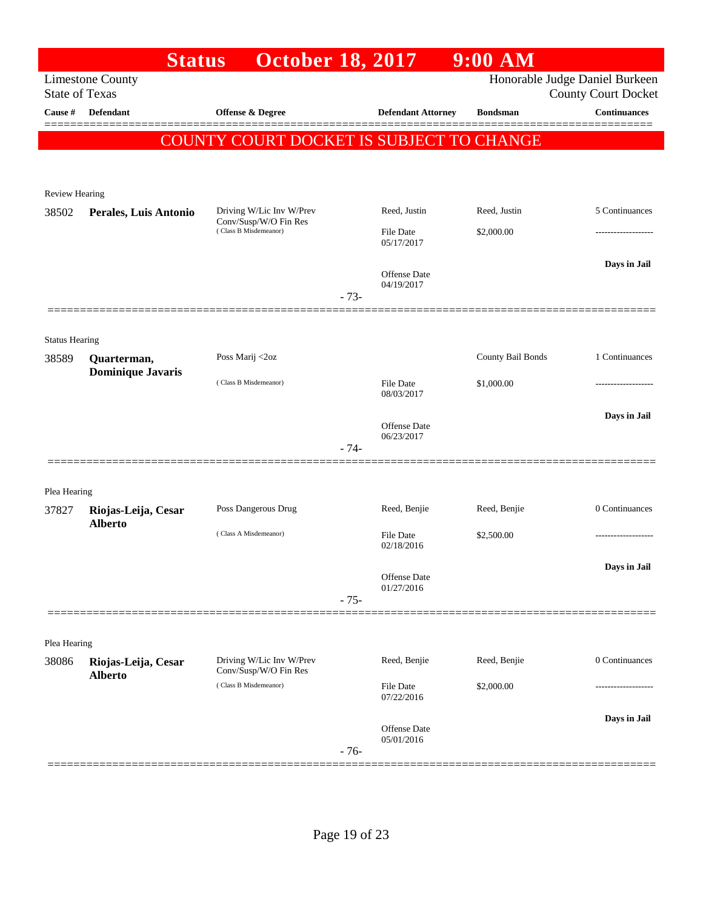# Status October 18, 2017 9:00 AM

Limestone County
State of Texas

Honorable Judge Daniel Burkeen
County Court Docket

**COUNTY COURT DOCKET IS SUBJECT TO CHANGE**

| Cause # | Defendant | Offense & Degree | Defendant Attorney | Bondsman | Continuances |
|---|---|---|---|---|---|
| **Review Hearing** | | | | | |
| 38502 | **Perales, Luis Antonio** | Driving W/Lic Inv W/Prev Conv/Susp/W/O Fin Res (Class B Misdemeanor) | Reed, Justin | Reed, Justin | 5 Continuances |
| | | | File Date 05/17/2017 | $2,000.00 | ------------------- |
| | | | Offense Date 04/19/2017 | | **Days in Jail** |
| | | - 73- | | | |
| **Status Hearing** | | | | | |
| 38589 | **Quarterman, Dominique Javaris** | Poss Marij <2oz (Class B Misdemeanor) | | County Bail Bonds | 1 Continuances |
| | | | File Date 08/03/2017 | $1,000.00 | ------------------- |
| | | | Offense Date 06/23/2017 | | **Days in Jail** |
| | | - 74- | | | |
| **Plea Hearing** | | | | | |
| 37827 | **Riojas-Leija, Cesar Alberto** | Poss Dangerous Drug (Class A Misdemeanor) | Reed, Benjie | Reed, Benjie | 0 Continuances |
| | | | File Date 02/18/2016 | $2,500.00 | ------------------- |
| | | | Offense Date 01/27/2016 | | **Days in Jail** |
| | | - 75- | | | |
| **Plea Hearing** | | | | | |
| 38086 | **Riojas-Leija, Cesar Alberto** | Driving W/Lic Inv W/Prev Conv/Susp/W/O Fin Res (Class B Misdemeanor) | Reed, Benjie | Reed, Benjie | 0 Continuances |
| | | | File Date 07/22/2016 | $2,000.00 | ------------------- |
| | | | Offense Date 05/01/2016 | | **Days in Jail** |
| | | - 76- | | | |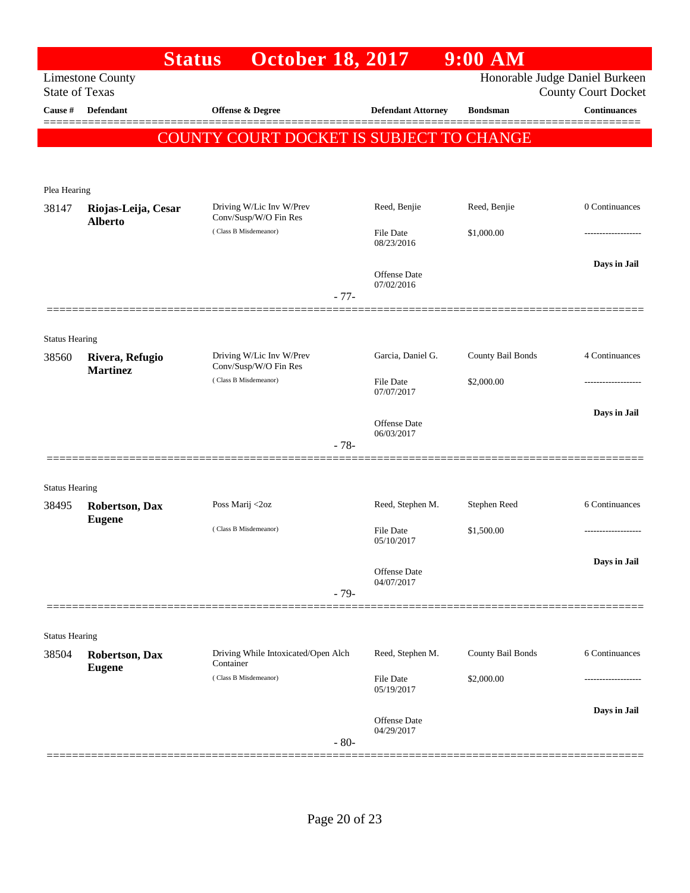# Status October 18, 2017 9:00 AM

Limestone County
State of Texas

Honorable Judge Daniel Burkeen
County Court Docket

**COUNTY COURT DOCKET IS SUBJECT TO CHANGE**

| Cause # | Defendant | Offense & Degree | Defendant Attorney | Bondsman | Continuances |
|---|---|---|---|---|---|
| **Plea Hearing** | | | | | |
| 38147 | **Riojas-Leija, Cesar Alberto** | Driving W/Lic Inv W/Prev Conv/Susp/W/O Fin Res (Class B Misdemeanor) | Reed, Benjie<br>File Date 08/23/2016<br>Offense Date 07/02/2016 | Reed, Benjie<br>$1,000.00 | 0 Continuances<br>-------------------<br>**Days in Jail** |
| | | - 77- | | | |
| **Status Hearing** | | | | | |
| 38560 | **Rivera, Refugio Martinez** | Driving W/Lic Inv W/Prev Conv/Susp/W/O Fin Res (Class B Misdemeanor) | Garcia, Daniel G.<br>File Date 07/07/2017<br>Offense Date 06/03/2017 | County Bail Bonds<br>$2,000.00 | 4 Continuances<br>-------------------<br>**Days in Jail** |
| | | - 78- | | | |
| **Status Hearing** | | | | | |
| 38495 | **Robertson, Dax Eugene** | Poss Marij <2oz (Class B Misdemeanor) | Reed, Stephen M.<br>File Date 05/10/2017<br>Offense Date 04/07/2017 | Stephen Reed<br>$1,500.00 | 6 Continuances<br>-------------------<br>**Days in Jail** |
| | | - 79- | | | |
| **Status Hearing** | | | | | |
| 38504 | **Robertson, Dax Eugene** | Driving While Intoxicated/Open Alch Container (Class B Misdemeanor) | Reed, Stephen M.<br>File Date 05/19/2017<br>Offense Date 04/29/2017 | County Bail Bonds<br>$2,000.00 | 6 Continuances<br>-------------------<br>**Days in Jail** |
| | | - 80- | | | |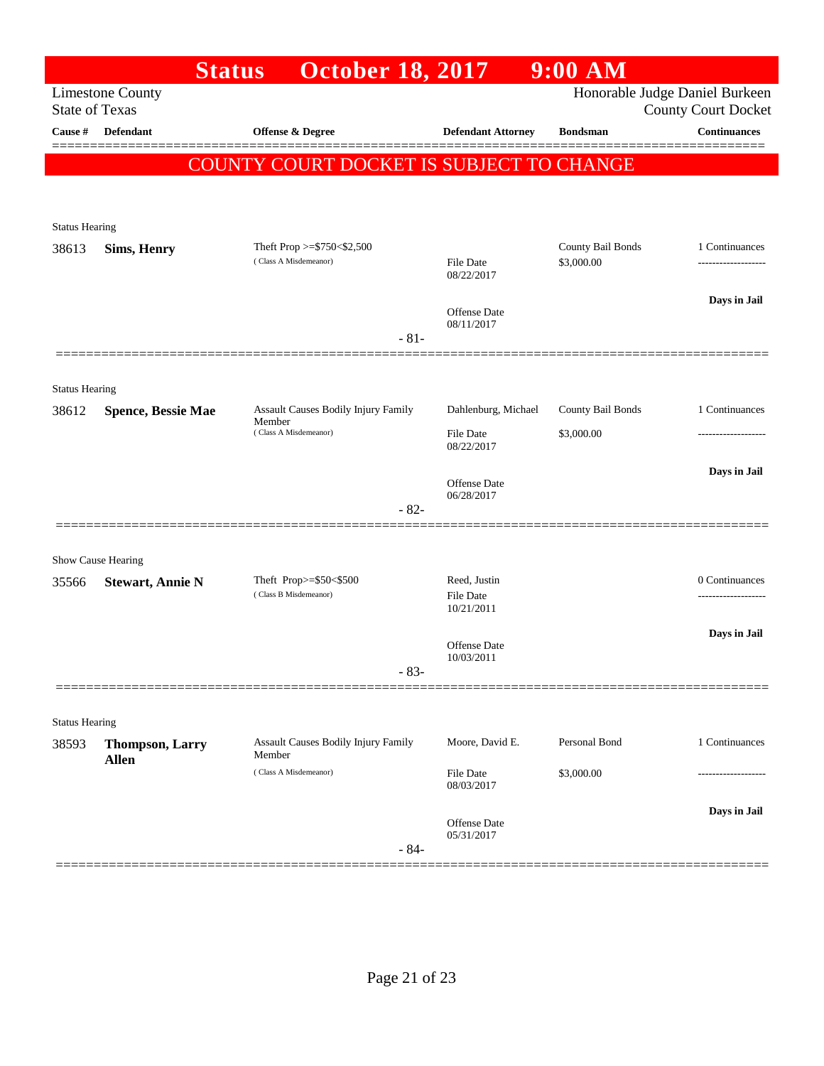# Status October 18, 2017 9:00 AM

Limestone County
State of Texas

Honorable Judge Daniel Burkeen
County Court Docket

| Cause # | Defendant | Offense & Degree | Defendant Attorney | Bondsman | Continuances |
|---|---|---|---|---|---|

**COUNTY COURT DOCKET IS SUBJECT TO CHANGE**

Status Hearing

| Cause # | Defendant | Offense & Degree | Defendant Attorney | Bondsman | Continuances |
|---|---|---|---|---|---|
| 38613 | **Sims, Henry** | Theft Prop >=$750<$2,500 (Class A Misdemeanor) | File Date 08/22/2017 Offense Date 08/11/2017 | County Bail Bonds $3,000.00 | 1 Continuances ------------------- **Days in Jail** |

- 81-

Status Hearing

| Cause # | Defendant | Offense & Degree | Defendant Attorney | Bondsman | Continuances |
|---|---|---|---|---|---|
| 38612 | **Spence, Bessie Mae** | Assault Causes Bodily Injury Family Member (Class A Misdemeanor) | Dahlenburg, Michael File Date 08/22/2017 Offense Date 06/28/2017 | County Bail Bonds $3,000.00 | 1 Continuances ------------------- **Days in Jail** |

- 82-

Show Cause Hearing

| Cause # | Defendant | Offense & Degree | Defendant Attorney | Bondsman | Continuances |
|---|---|---|---|---|---|
| 35566 | **Stewart, Annie N** | Theft Prop>=$50<$500 (Class B Misdemeanor) | Reed, Justin File Date 10/21/2011 Offense Date 10/03/2011 | | 0 Continuances ------------------- **Days in Jail** |

- 83-

Status Hearing

| Cause # | Defendant | Offense & Degree | Defendant Attorney | Bondsman | Continuances |
|---|---|---|---|---|---|
| 38593 | **Thompson, Larry Allen** | Assault Causes Bodily Injury Family Member (Class A Misdemeanor) | Moore, David E. File Date 08/03/2017 Offense Date 05/31/2017 | Personal Bond $3,000.00 | 1 Continuances ------------------- **Days in Jail** |

- 84-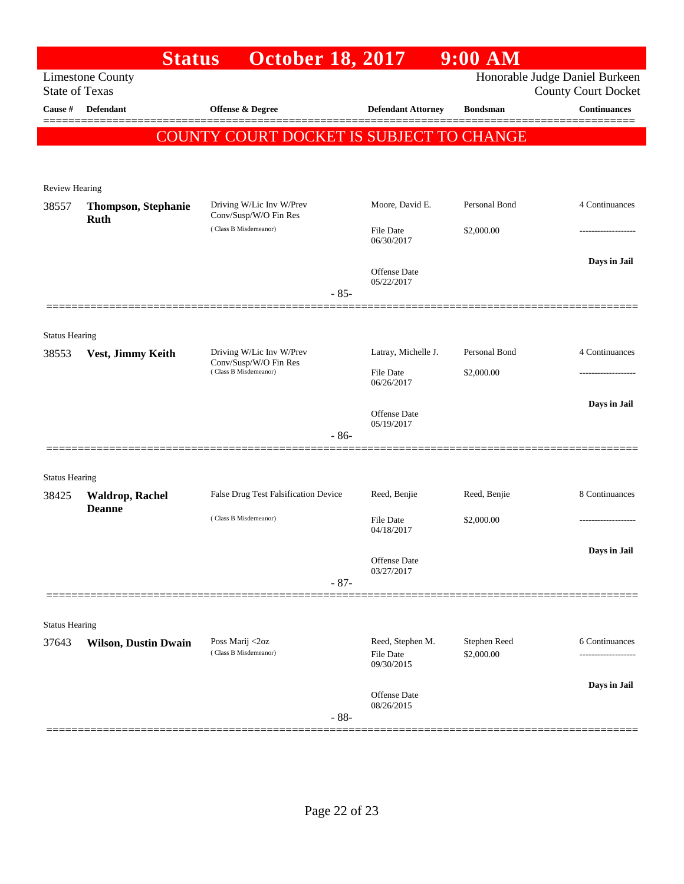# Status October 18, 2017 9:00 AM

Limestone County
State of Texas

Honorable Judge Daniel Burkeen
County Court Docket

| Cause # | Defendant | Offense & Degree | Defendant Attorney | Bondsman | Continuances |
|---|---|---|---|---|---|

COUNTY COURT DOCKET IS SUBJECT TO CHANGE

Review Hearing

| Cause # | Defendant | Offense & Degree | Defendant Attorney | Bondsman | Continuances |
|---|---|---|---|---|---|
| 38557 | **Thompson, Stephanie Ruth** | Driving W/Lic Inv W/Prev Conv/Susp/W/O Fin Res (Class B Misdemeanor) | Moore, David E. | Personal Bond | 4 Continuances |
| | | | File Date 06/30/2017 | $2,000.00 | ------------------- |
| | | | Offense Date 05/22/2017 | | **Days in Jail** |

-85-

Status Hearing

| Cause # | Defendant | Offense & Degree | Defendant Attorney | Bondsman | Continuances |
|---|---|---|---|---|---|
| 38553 | **Vest, Jimmy Keith** | Driving W/Lic Inv W/Prev Conv/Susp/W/O Fin Res (Class B Misdemeanor) | Latray, Michelle J. | Personal Bond | 4 Continuances |
| | | | File Date 06/26/2017 | $2,000.00 | ------------------- |
| | | | Offense Date 05/19/2017 | | **Days in Jail** |

-86-

Status Hearing

| Cause # | Defendant | Offense & Degree | Defendant Attorney | Bondsman | Continuances |
|---|---|---|---|---|---|
| 38425 | **Waldrop, Rachel Deanne** | False Drug Test Falsification Device (Class B Misdemeanor) | Reed, Benjie | Reed, Benjie | 8 Continuances |
| | | | File Date 04/18/2017 | $2,000.00 | ------------------- |
| | | | Offense Date 03/27/2017 | | **Days in Jail** |

-87-

Status Hearing

| Cause # | Defendant | Offense & Degree | Defendant Attorney | Bondsman | Continuances |
|---|---|---|---|---|---|
| 37643 | **Wilson, Dustin Dwain** | Poss Marij <2oz (Class B Misdemeanor) | Reed, Stephen M. | Stephen Reed | 6 Continuances |
| | | | File Date 09/30/2015 | $2,000.00 | ------------------- |
| | | | Offense Date 08/26/2015 | | **Days in Jail** |

-88-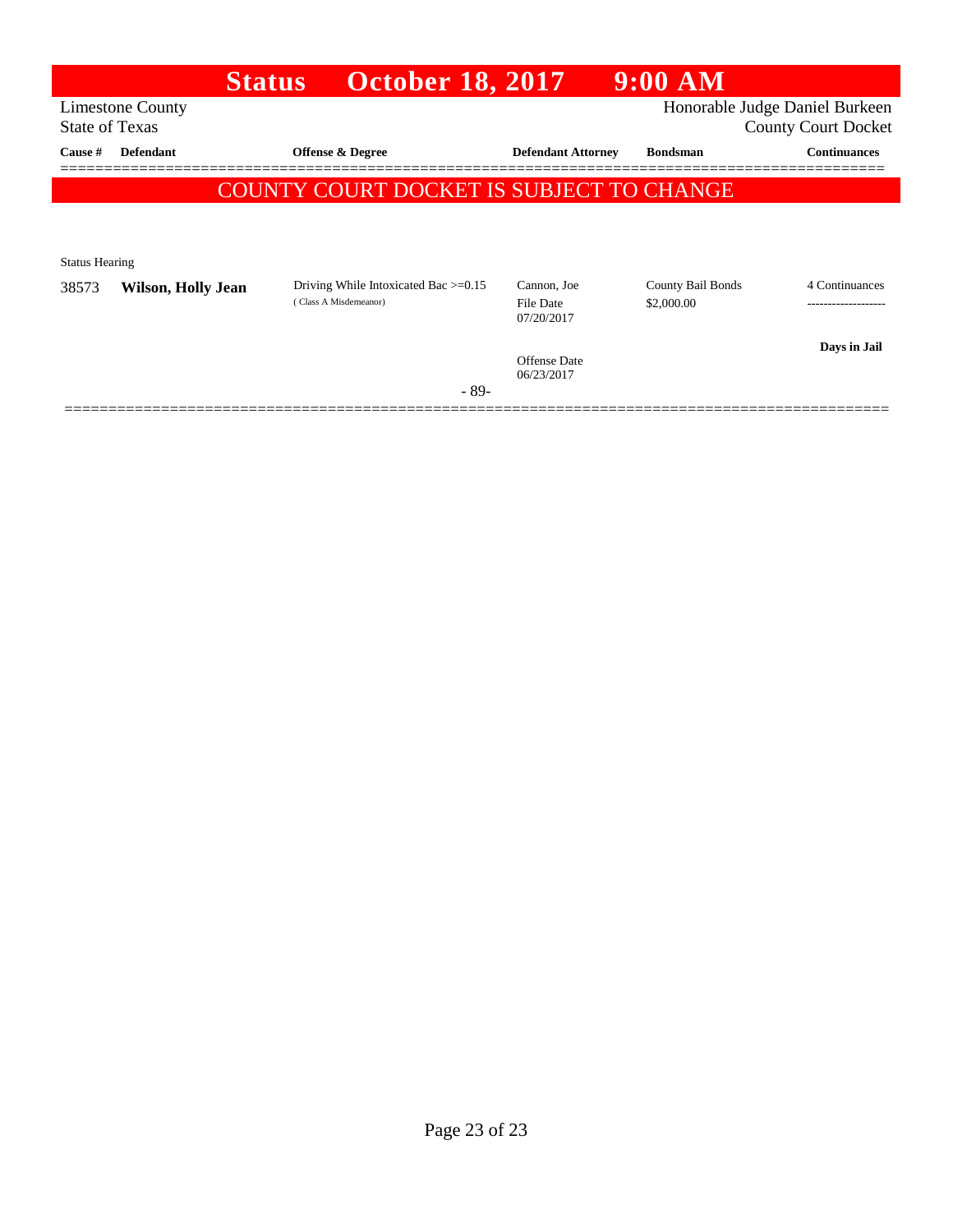# Status October 18, 2017 9:00 AM

Limestone County
State of Texas

Honorable Judge Daniel Burkeen
County Court Docket

| Cause # | Defendant | Offense & Degree | Defendant Attorney | Bondsman | Continuances |
|---|---|---|---|---|---|

## COUNTY COURT DOCKET IS SUBJECT TO CHANGE

Status Hearing

| Cause # | Defendant | Offense & Degree | Defendant Attorney | Bondsman | Continuances |
|---|---|---|---|---|---|
| 38573 | **Wilson, Holly Jean** | Driving While Intoxicated Bac >=0.15 ( Class A Misdemeanor) | Cannon, Joe<br>File Date 07/20/2017<br>Offense Date 06/23/2017 | County Bail Bonds<br>$2,000.00 | 4 Continuances<br>-------------------<br>**Days in Jail** |

- 89-